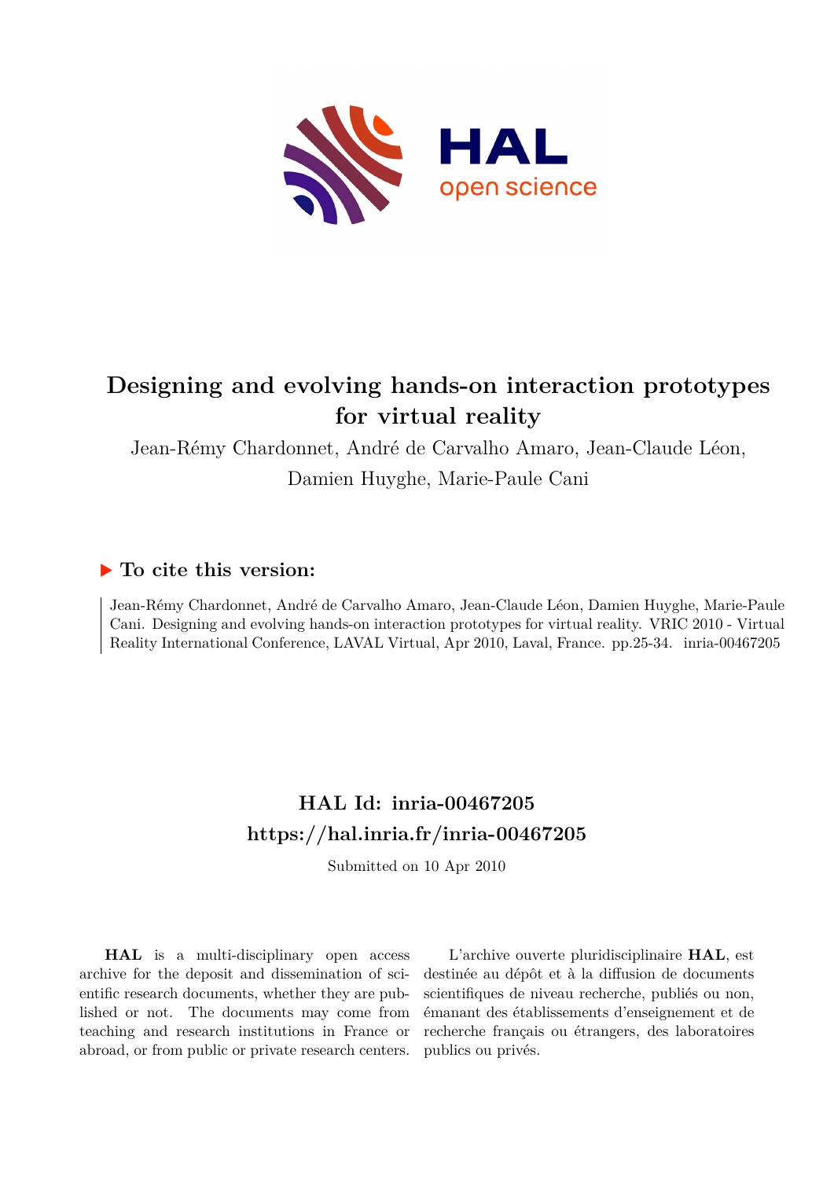# Designing and evolving hands-on interaction prototypes for virtual reality

Jean-Rémy Chardonnet, André de Carvalho Amaro, Jean-Claude Léon, Damien Huyghe, Marie-Paule Cani

## ▶ To cite this version:

Jean-Rémy Chardonnet, André de Carvalho Amaro, Jean-Claude Léon, Damien Huyghe, Marie-Paule Cani. Designing and evolving hands-on interaction prototypes for virtual reality. VRIC 2010 - Virtual Reality International Conference, LAVAL Virtual, Apr 2010, Laval, France. pp.25-34. inria-00467205

## HAL Id: inria-00467205
## https://hal.inria.fr/inria-00467205

Submitted on 10 Apr 2010

**HAL** is a multi-disciplinary open access archive for the deposit and dissemination of scientific research documents, whether they are published or not. The documents may come from teaching and research institutions in France or abroad, or from public or private research centers.

L'archive ouverte pluridisciplinaire **HAL**, est destinée au dépôt et à la diffusion de documents scientifiques de niveau recherche, publiés ou non, émanant des établissements d'enseignement et de recherche français ou étrangers, des laboratoires publics ou privés.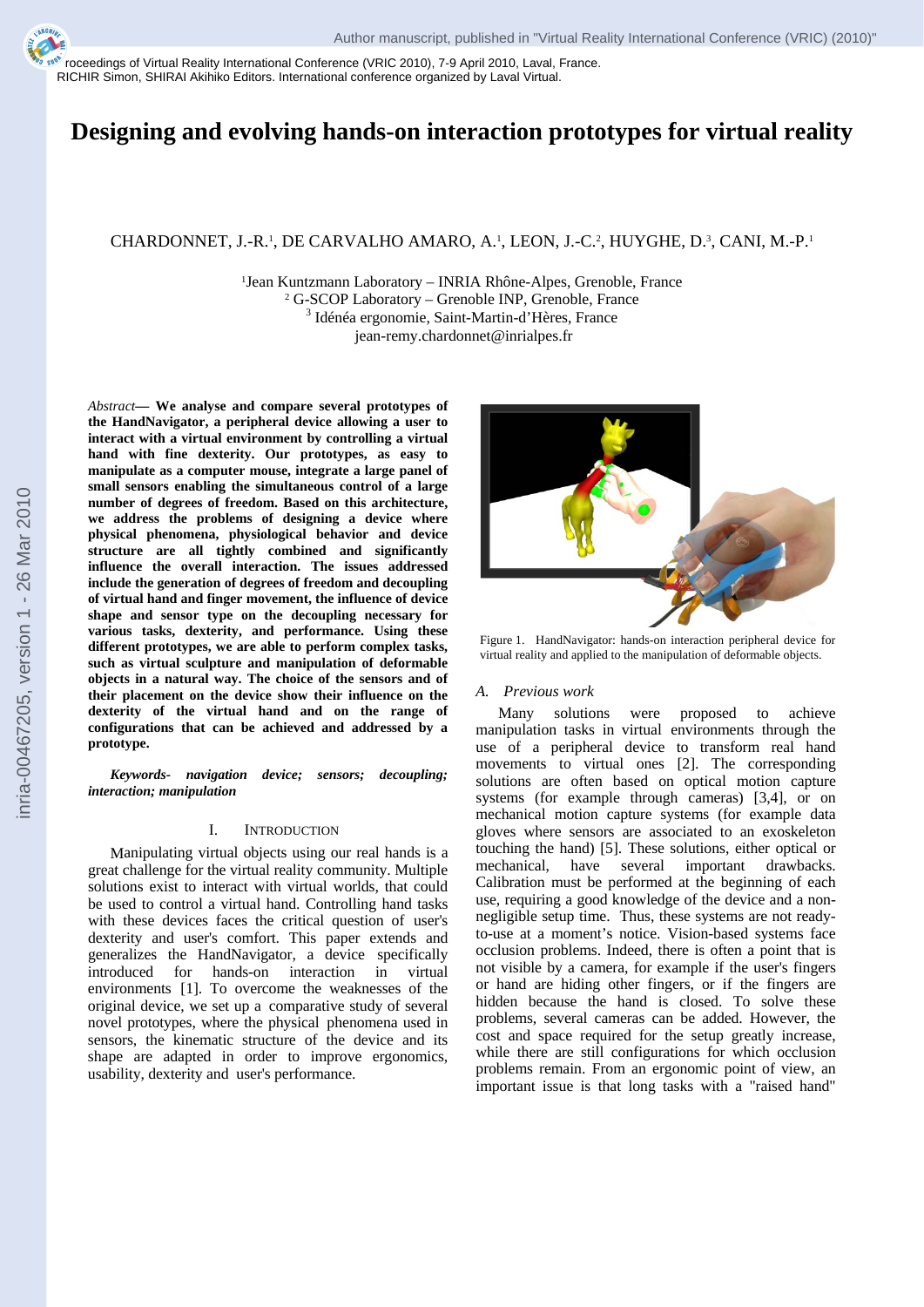# Designing and evolving hands-on interaction prototypes for virtual reality

CHARDONNET, J.-R.[1], DE CARVALHO AMARO, A.[1], LEON, J.-C.[2], HUYGHE, D.[3], CANI, M.-P.[1]

[1]Jean Kuntzmann Laboratory – INRIA Rhône-Alpes, Grenoble, France
[2] G-SCOP Laboratory – Grenoble INP, Grenoble, France
[3] Idénéa ergonomie, Saint-Martin-d'Hères, France
jean-remy.chardonnet@inrialpes.fr

*Abstract*— **We analyse and compare several prototypes of the HandNavigator, a peripheral device allowing a user to interact with a virtual environment by controlling a virtual hand with fine dexterity. Our prototypes, as easy to manipulate as a computer mouse, integrate a large panel of small sensors enabling the simultaneous control of a large number of degrees of freedom. Based on this architecture, we address the problems of designing a device where physical phenomena, physiological behavior and device structure are all tightly combined and significantly influence the overall interaction. The issues addressed include the generation of degrees of freedom and decoupling of virtual hand and finger movement, the influence of device shape and sensor type on the decoupling necessary for various tasks, dexterity, and performance. Using these different prototypes, we are able to perform complex tasks, such as virtual sculpture and manipulation of deformable objects in a natural way. The choice of the sensors and of their placement on the device show their influence on the dexterity of the virtual hand and on the range of configurations that can be achieved and addressed by a prototype.**

***Keywords-*** *navigation device; sensors; decoupling; interaction; manipulation*

## I. Introduction

Manipulating virtual objects using our real hands is a great challenge for the virtual reality community. Multiple solutions exist to interact with virtual worlds, that could be used to control a virtual hand. Controlling hand tasks with these devices faces the critical question of user's dexterity and user's comfort. This paper extends and generalizes the HandNavigator, a device specifically introduced for hands-on interaction in virtual environments [1]. To overcome the weaknesses of the original device, we set up a comparative study of several novel prototypes, where the physical phenomena used in sensors, the kinematic structure of the device and its shape are adapted in order to improve ergonomics, usability, dexterity and user's performance.

Figure 1. HandNavigator: hands-on interaction peripheral device for virtual reality and applied to the manipulation of deformable objects.

### A. Previous work

Many solutions were proposed to achieve manipulation tasks in virtual environments through the use of a peripheral device to transform real hand movements to virtual ones [2]. The corresponding solutions are often based on optical motion capture systems (for example through cameras) [3,4], or on mechanical motion capture systems (for example data gloves where sensors are associated to an exoskeleton touching the hand) [5]. These solutions, either optical or mechanical, have several important drawbacks. Calibration must be performed at the beginning of each use, requiring a good knowledge of the device and a non-negligible setup time. Thus, these systems are not ready-to-use at a moment's notice. Vision-based systems face occlusion problems. Indeed, there is often a point that is not visible by a camera, for example if the user's fingers or hand are hiding other fingers, or if the fingers are hidden because the hand is closed. To solve these problems, several cameras can be added. However, the cost and space required for the setup greatly increase, while there are still configurations for which occlusion problems remain. From an ergonomic point of view, an important issue is that long tasks with a "raised hand"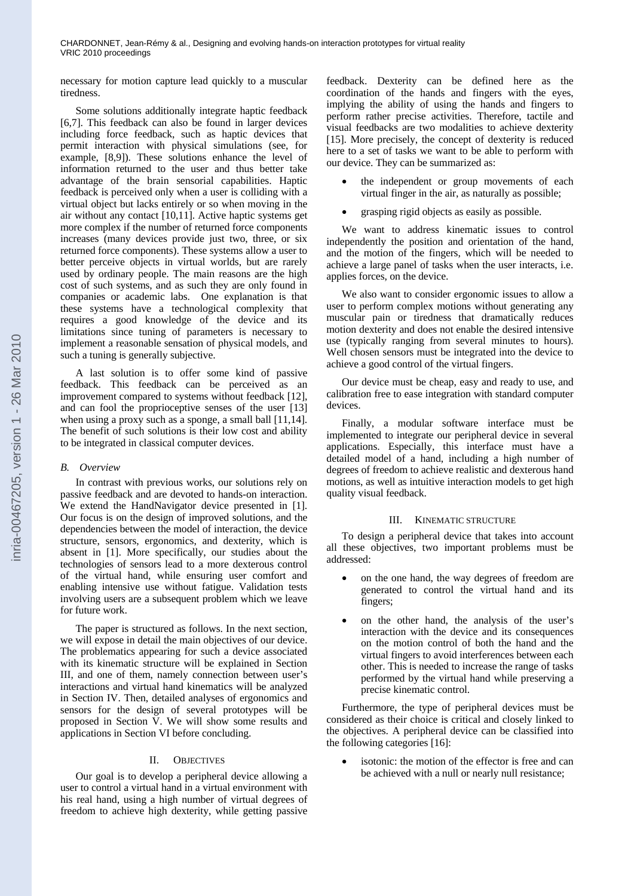necessary for motion capture lead quickly to a muscular tiredness.

Some solutions additionally integrate haptic feedback [6,7]. This feedback can also be found in larger devices including force feedback, such as haptic devices that permit interaction with physical simulations (see, for example, [8,9]). These solutions enhance the level of information returned to the user and thus better take advantage of the brain sensorial capabilities. Haptic feedback is perceived only when a user is colliding with a virtual object but lacks entirely or so when moving in the air without any contact [10,11]. Active haptic systems get more complex if the number of returned force components increases (many devices provide just two, three, or six returned force components). These systems allow a user to better perceive objects in virtual worlds, but are rarely used by ordinary people. The main reasons are the high cost of such systems, and as such they are only found in companies or academic labs. One explanation is that these systems have a technological complexity that requires a good knowledge of the device and its limitations since tuning of parameters is necessary to implement a reasonable sensation of physical models, and such a tuning is generally subjective.

A last solution is to offer some kind of passive feedback. This feedback can be perceived as an improvement compared to systems without feedback [12], and can fool the proprioceptive senses of the user [13] when using a proxy such as a sponge, a small ball [11,14]. The benefit of such solutions is their low cost and ability to be integrated in classical computer devices.

### B. Overview

In contrast with previous works, our solutions rely on passive feedback and are devoted to hands-on interaction. We extend the HandNavigator device presented in [1]. Our focus is on the design of improved solutions, and the dependencies between the model of interaction, the device structure, sensors, ergonomics, and dexterity, which is absent in [1]. More specifically, our studies about the technologies of sensors lead to a more dexterous control of the virtual hand, while ensuring user comfort and enabling intensive use without fatigue. Validation tests involving users are a subsequent problem which we leave for future work.

The paper is structured as follows. In the next section, we will expose in detail the main objectives of our device. The problematics appearing for such a device associated with its kinematic structure will be explained in Section III, and one of them, namely connection between user's interactions and virtual hand kinematics will be analyzed in Section IV. Then, detailed analyses of ergonomics and sensors for the design of several prototypes will be proposed in Section V. We will show some results and applications in Section VI before concluding.

## II. Objectives

Our goal is to develop a peripheral device allowing a user to control a virtual hand in a virtual environment with his real hand, using a high number of virtual degrees of freedom to achieve high dexterity, while getting passive feedback. Dexterity can be defined here as the coordination of the hands and fingers with the eyes, implying the ability of using the hands and fingers to perform rather precise activities. Therefore, tactile and visual feedbacks are two modalities to achieve dexterity [15]. More precisely, the concept of dexterity is reduced here to a set of tasks we want to be able to perform with our device. They can be summarized as:

- the independent or group movements of each virtual finger in the air, as naturally as possible;
- grasping rigid objects as easily as possible.

We want to address kinematic issues to control independently the position and orientation of the hand, and the motion of the fingers, which will be needed to achieve a large panel of tasks when the user interacts, i.e. applies forces, on the device.

We also want to consider ergonomic issues to allow a user to perform complex motions without generating any muscular pain or tiredness that dramatically reduces motion dexterity and does not enable the desired intensive use (typically ranging from several minutes to hours). Well chosen sensors must be integrated into the device to achieve a good control of the virtual fingers.

Our device must be cheap, easy and ready to use, and calibration free to ease integration with standard computer devices.

Finally, a modular software interface must be implemented to integrate our peripheral device in several applications. Especially, this interface must have a detailed model of a hand, including a high number of degrees of freedom to achieve realistic and dexterous hand motions, as well as intuitive interaction models to get high quality visual feedback.

## III. Kinematic structure

To design a peripheral device that takes into account all these objectives, two important problems must be addressed:

- on the one hand, the way degrees of freedom are generated to control the virtual hand and its fingers;
- on the other hand, the analysis of the user's interaction with the device and its consequences on the motion control of both the hand and the virtual fingers to avoid interferences between each other. This is needed to increase the range of tasks performed by the virtual hand while preserving a precise kinematic control.

Furthermore, the type of peripheral devices must be considered as their choice is critical and closely linked to the objectives. A peripheral device can be classified into the following categories [16]:

- isotonic: the motion of the effector is free and can be achieved with a null or nearly null resistance;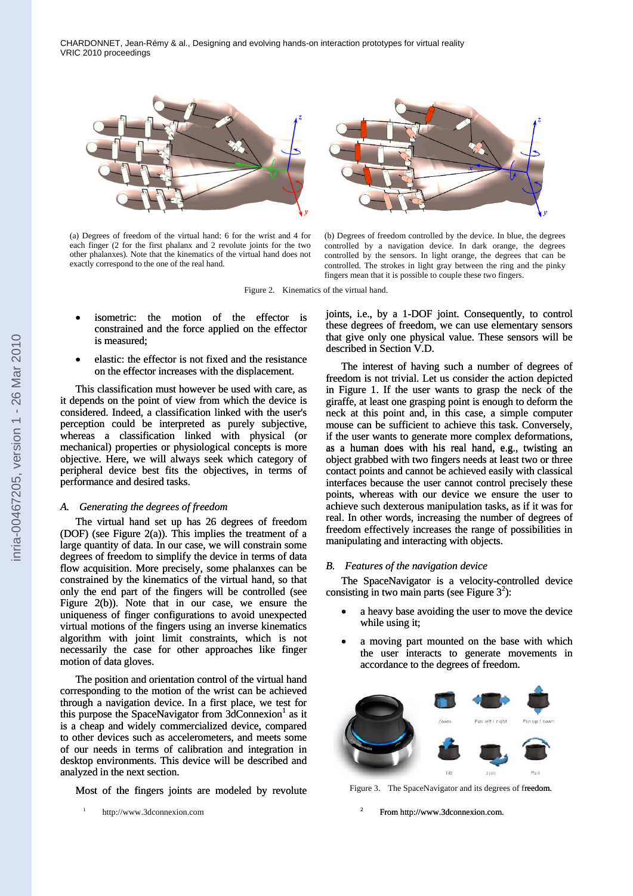(a) Degrees of freedom of the virtual hand: 6 for the wrist and 4 for each finger (2 for the first phalanx and 2 revolute joints for the two other phalanxes). Note that the kinematics of the virtual hand does not exactly correspond to the one of the real hand.

(b) Degrees of freedom controlled by the device. In blue, the degrees controlled by a navigation device. In dark orange, the degrees controlled by the sensors. In light orange, the degrees that can be controlled. The strokes in light gray between the ring and the pinky fingers mean that it is possible to couple these two fingers.

Figure 2. Kinematics of the virtual hand.

- isometric: the motion of the effector is constrained and the force applied on the effector is measured;
- elastic: the effector is not fixed and the resistance on the effector increases with the displacement.

This classification must however be used with care, as it depends on the point of view from which the device is considered. Indeed, a classification linked with the user's perception could be interpreted as purely subjective, whereas a classification linked with physical (or mechanical) properties or physiological concepts is more objective. Here, we will always seek which category of peripheral device best fits the objectives, in terms of performance and desired tasks.

### *A. Generating the degrees of freedom*

The virtual hand set up has 26 degrees of freedom (DOF) (see Figure 2(a)). This implies the treatment of a large quantity of data. In our case, we will constrain some degrees of freedom to simplify the device in terms of data flow acquisition. More precisely, some phalanxes can be constrained by the kinematics of the virtual hand, so that only the end part of the fingers will be controlled (see Figure 2(b)). Note that in our case, we ensure the uniqueness of finger configurations to avoid unexpected virtual motions of the fingers using an inverse kinematics algorithm with joint limit constraints, which is not necessarily the case for other approaches like finger motion of data gloves.

The position and orientation control of the virtual hand corresponding to the motion of the wrist can be achieved through a navigation device. In a first place, we test for this purpose the SpaceNavigator from 3dConnexion[1] as it is a cheap and widely commercialized device, compared to other devices such as accelerometers, and meets some of our needs in terms of calibration and integration in desktop environments. This device will be described and analyzed in the next section.

Most of the fingers joints are modeled by revolute joints, i.e., by a 1-DOF joint. Consequently, to control these degrees of freedom, we can use elementary sensors that give only one physical value. These sensors will be described in Section V.D.

The interest of having such a number of degrees of freedom is not trivial. Let us consider the action depicted in Figure 1. If the user wants to grasp the neck of the giraffe, at least one grasping point is enough to deform the neck at this point and, in this case, a simple computer mouse can be sufficient to achieve this task. Conversely, if the user wants to generate more complex deformations, as a human does with his real hand, e.g., twisting an object grabbed with two fingers needs at least two or three contact points and cannot be achieved easily with classical interfaces because the user cannot control precisely these points, whereas with our device we ensure the user to achieve such dexterous manipulation tasks, as if it was for real. In other words, increasing the number of degrees of freedom effectively increases the range of possibilities in manipulating and interacting with objects.

### *B. Features of the navigation device*

The SpaceNavigator is a velocity-controlled device consisting in two main parts (see Figure 3[2]):

- a heavy base avoiding the user to move the device while using it;
- a moving part mounted on the base with which the user interacts to generate movements in accordance to the degrees of freedom.

Figure 3. The SpaceNavigator and its degrees of freedom.

[1] http://www.3dconnexion.com

[2] From http://www.3dconnexion.com.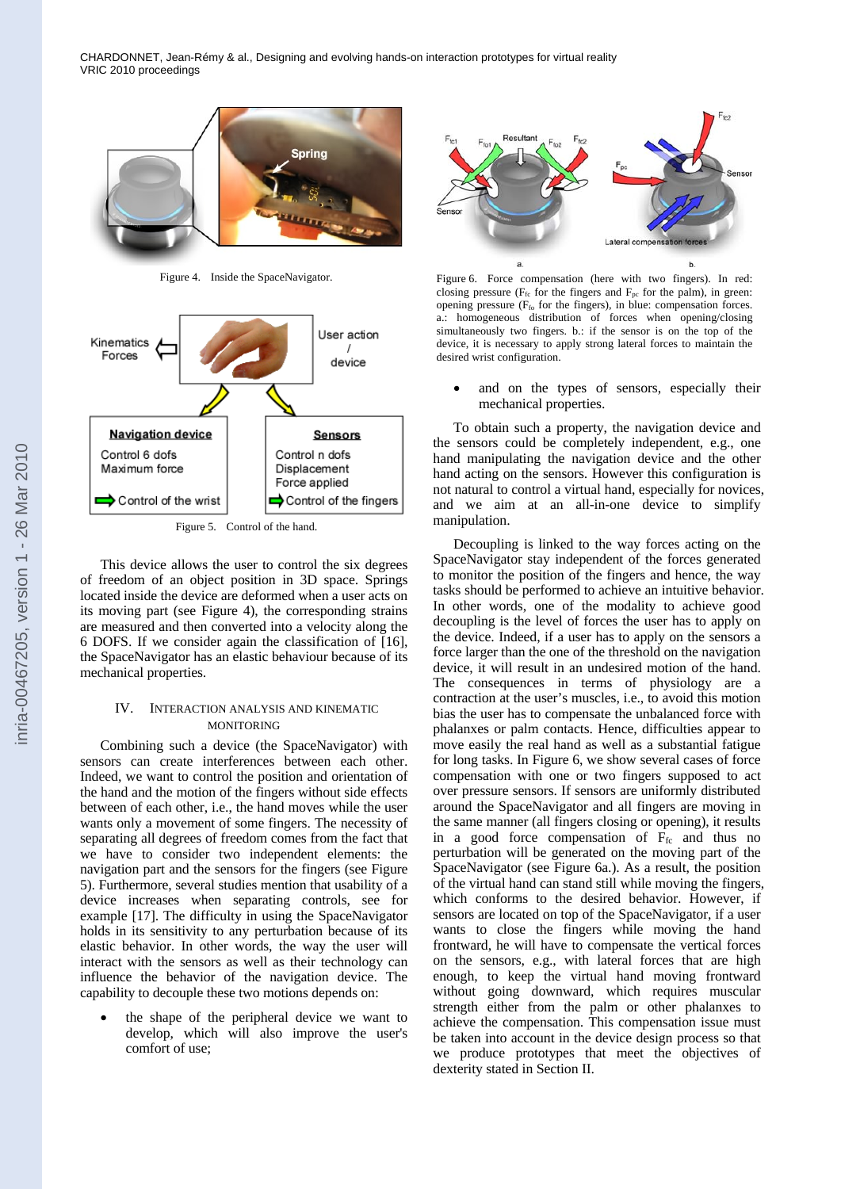Figure 4. Inside the SpaceNavigator.

Figure 5. Control of the hand.

This device allows the user to control the six degrees of freedom of an object position in 3D space. Springs located inside the device are deformed when a user acts on its moving part (see Figure 4), the corresponding strains are measured and then converted into a velocity along the 6 DOFS. If we consider again the classification of [16], the SpaceNavigator has an elastic behaviour because of its mechanical properties.

## IV. Interaction Analysis and Kinematic Monitoring

Combining such a device (the SpaceNavigator) with sensors can create interferences between each other. Indeed, we want to control the position and orientation of the hand and the motion of the fingers without side effects between of each other, i.e., the hand moves while the user wants only a movement of some fingers. The necessity of separating all degrees of freedom comes from the fact that we have to consider two independent elements: the navigation part and the sensors for the fingers (see Figure 5). Furthermore, several studies mention that usability of a device increases when separating controls, see for example [17]. The difficulty in using the SpaceNavigator holds in its sensitivity to any perturbation because of its elastic behavior. In other words, the way the user will interact with the sensors as well as their technology can influence the behavior of the navigation device. The capability to decouple these two motions depends on:

- the shape of the peripheral device we want to develop, which will also improve the user's comfort of use;
- and on the types of sensors, especially their mechanical properties.

Figure 6. Force compensation (here with two fingers). In red: closing pressure ($F_{fc}$ for the fingers and $F_{pc}$ for the palm), in green: opening pressure ($F_{fo}$ for the fingers), in blue: compensation forces. a.: homogeneous distribution of forces when opening/closing simultaneously two fingers. b.: if the sensor is on the top of the device, it is necessary to apply strong lateral forces to maintain the desired wrist configuration.

To obtain such a property, the navigation device and the sensors could be completely independent, e.g., one hand manipulating the navigation device and the other hand acting on the sensors. However this configuration is not natural to control a virtual hand, especially for novices, and we aim at an all-in-one device to simplify manipulation.

Decoupling is linked to the way forces acting on the SpaceNavigator stay independent of the forces generated to monitor the position of the fingers and hence, the way tasks should be performed to achieve an intuitive behavior. In other words, one of the modality to achieve good decoupling is the level of forces the user has to apply on the device. Indeed, if a user has to apply on the sensors a force larger than the one of the threshold on the navigation device, it will result in an undesired motion of the hand. The consequences in terms of physiology are a contraction at the user's muscles, i.e., to avoid this motion bias the user has to compensate the unbalanced force with phalanxes or palm contacts. Hence, difficulties appear to move easily the real hand as well as a substantial fatigue for long tasks. In Figure 6, we show several cases of force compensation with one or two fingers supposed to act over pressure sensors. If sensors are uniformly distributed around the SpaceNavigator and all fingers are moving in the same manner (all fingers closing or opening), it results in a good force compensation of $F_{fc}$ and thus no perturbation will be generated on the moving part of the SpaceNavigator (see Figure 6a.). As a result, the position of the virtual hand can stand still while moving the fingers, which conforms to the desired behavior. However, if sensors are located on top of the SpaceNavigator, if a user wants to close the fingers while moving the hand frontward, he will have to compensate the vertical forces on the sensors, e.g., with lateral forces that are high enough, to keep the virtual hand moving frontward without going downward, which requires muscular strength either from the palm or other phalanxes to achieve the compensation. This compensation issue must be taken into account in the device design process so that we produce prototypes that meet the objectives of dexterity stated in Section II.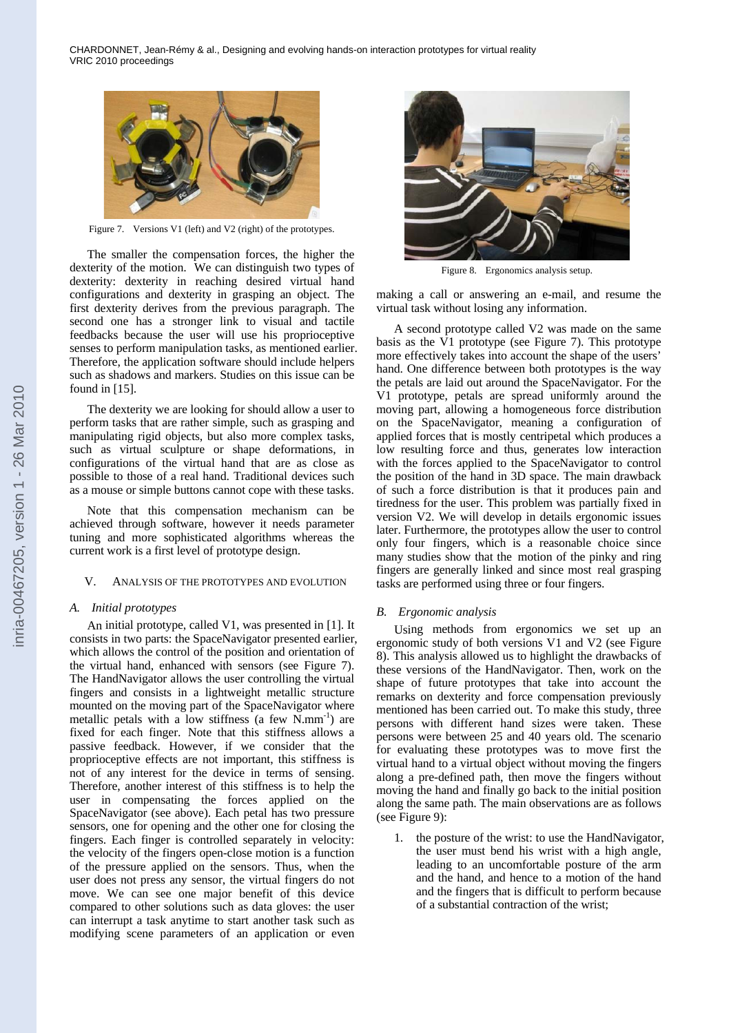Figure 7. Versions V1 (left) and V2 (right) of the prototypes.

The smaller the compensation forces, the higher the dexterity of the motion. We can distinguish two types of dexterity: dexterity in reaching desired virtual hand configurations and dexterity in grasping an object. The first dexterity derives from the previous paragraph. The second one has a stronger link to visual and tactile feedbacks because the user will use his proprioceptive senses to perform manipulation tasks, as mentioned earlier. Therefore, the application software should include helpers such as shadows and markers. Studies on this issue can be found in [15].

The dexterity we are looking for should allow a user to perform tasks that are rather simple, such as grasping and manipulating rigid objects, but also more complex tasks, such as virtual sculpture or shape deformations, in configurations of the virtual hand that are as close as possible to those of a real hand. Traditional devices such as a mouse or simple buttons cannot cope with these tasks.

Note that this compensation mechanism can be achieved through software, however it needs parameter tuning and more sophisticated algorithms whereas the current work is a first level of prototype design.

## V. Analysis of the prototypes and evolution

### A. Initial prototypes

An initial prototype, called V1, was presented in [1]. It consists in two parts: the SpaceNavigator presented earlier, which allows the control of the position and orientation of the virtual hand, enhanced with sensors (see Figure 7). The HandNavigator allows the user controlling the virtual fingers and consists in a lightweight metallic structure mounted on the moving part of the SpaceNavigator where metallic petals with a low stiffness (a few $N.mm^{-1}$) are fixed for each finger. Note that this stiffness allows a passive feedback. However, if we consider that the proprioceptive effects are not important, this stiffness is not of any interest for the device in terms of sensing. Therefore, another interest of this stiffness is to help the user in compensating the forces applied on the SpaceNavigator (see above). Each petal has two pressure sensors, one for opening and the other one for closing the fingers. Each finger is controlled separately in velocity: the velocity of the fingers open-close motion is a function of the pressure applied on the sensors. Thus, when the user does not press any sensor, the virtual fingers do not move. We can see one major benefit of this device compared to other solutions such as data gloves: the user can interrupt a task anytime to start another task such as modifying scene parameters of an application or even making a call or answering an e-mail, and resume the virtual task without losing any information.

Figure 8. Ergonomics analysis setup.

A second prototype called V2 was made on the same basis as the V1 prototype (see Figure 7). This prototype more effectively takes into account the shape of the users' hand. One difference between both prototypes is the way the petals are laid out around the SpaceNavigator. For the V1 prototype, petals are spread uniformly around the moving part, allowing a homogeneous force distribution on the SpaceNavigator, meaning a configuration of applied forces that is mostly centripetal which produces a low resulting force and thus, generates low interaction with the forces applied to the SpaceNavigator to control the position of the hand in 3D space. The main drawback of such a force distribution is that it produces pain and tiredness for the user. This problem was partially fixed in version V2. We will develop in details ergonomic issues later. Furthermore, the prototypes allow the user to control only four fingers, which is a reasonable choice since many studies show that the motion of the pinky and ring fingers are generally linked and since most real grasping tasks are performed using three or four fingers.

### B. Ergonomic analysis

Using methods from ergonomics we set up an ergonomic study of both versions V1 and V2 (see Figure 8). This analysis allowed us to highlight the drawbacks of these versions of the HandNavigator. Then, work on the shape of future prototypes that take into account the remarks on dexterity and force compensation previously mentioned has been carried out. To make this study, three persons with different hand sizes were taken. These persons were between 25 and 40 years old. The scenario for evaluating these prototypes was to move first the virtual hand to a virtual object without moving the fingers along a pre-defined path, then move the fingers without moving the hand and finally go back to the initial position along the same path. The main observations are as follows (see Figure 9):

1. the posture of the wrist: to use the HandNavigator, the user must bend his wrist with a high angle, leading to an uncomfortable posture of the arm and the hand, and hence to a motion of the hand and the fingers that is difficult to perform because of a substantial contraction of the wrist;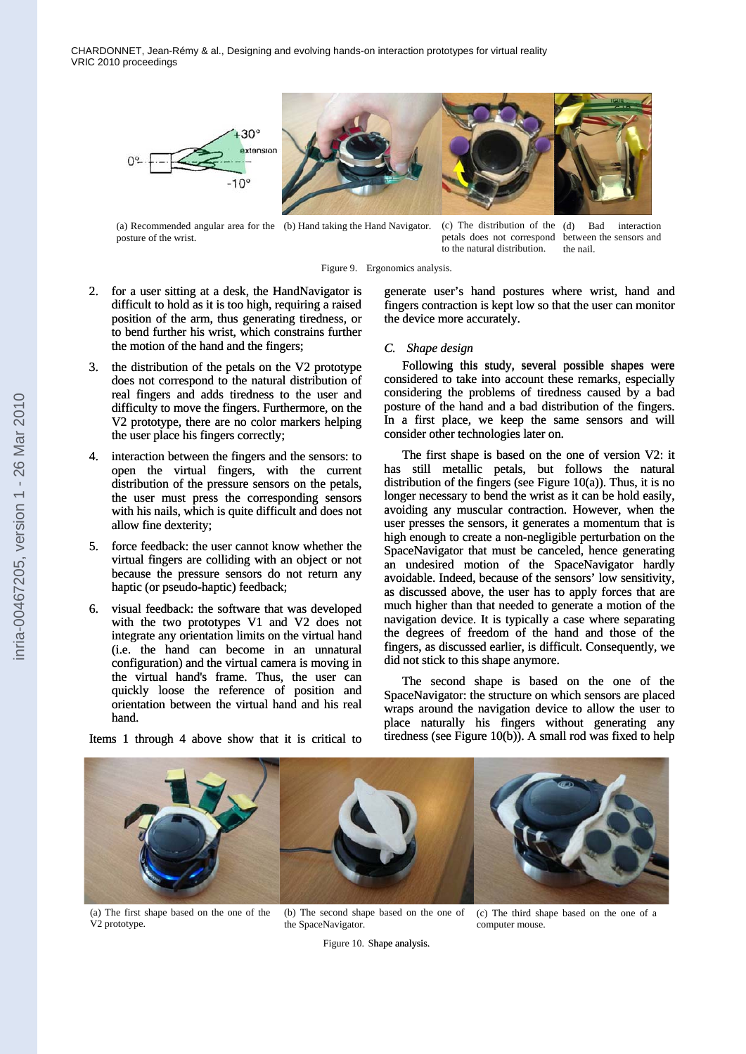(a) Recommended angular area for the posture of the wrist.

(b) Hand taking the Hand Navigator.

(c) The distribution of the petals does not correspond to the natural distribution.

(d) Bad interaction between the sensors and the nail.

Figure 9. Ergonomics analysis.

2. for a user sitting at a desk, the HandNavigator is difficult to hold as it is too high, requiring a raised position of the arm, thus generating tiredness, or to bend further his wrist, which constrains further the motion of the hand and the fingers;
3. the distribution of the petals on the V2 prototype does not correspond to the natural distribution of real fingers and adds tiredness to the user and difficulty to move the fingers. Furthermore, on the V2 prototype, there are no color markers helping the user place his fingers correctly;
4. interaction between the fingers and the sensors: to open the virtual fingers, with the current distribution of the pressure sensors on the petals, the user must press the corresponding sensors with his nails, which is quite difficult and does not allow fine dexterity;
5. force feedback: the user cannot know whether the virtual fingers are colliding with an object or not because the pressure sensors do not return any haptic (or pseudo-haptic) feedback;
6. visual feedback: the software that was developed with the two prototypes V1 and V2 does not integrate any orientation limits on the virtual hand (i.e. the hand can become in an unnatural configuration) and the virtual camera is moving in the virtual hand's frame. Thus, the user can quickly loose the reference of position and orientation between the virtual hand and his real hand.

Items 1 through 4 above show that it is critical to generate user's hand postures where wrist, hand and fingers contraction is kept low so that the user can monitor the device more accurately.

### C. Shape design

Following this study, several possible shapes were considered to take into account these remarks, especially considering the problems of tiredness caused by a bad posture of the hand and a bad distribution of the fingers. In a first place, we keep the same sensors and will consider other technologies later on.

The first shape is based on the one of version V2: it has still metallic petals, but follows the natural distribution of the fingers (see Figure 10(a)). Thus, it is no longer necessary to bend the wrist as it can be hold easily, avoiding any muscular contraction. However, when the user presses the sensors, it generates a momentum that is high enough to create a non-negligible perturbation on the SpaceNavigator that must be canceled, hence generating an undesired motion of the SpaceNavigator hardly avoidable. Indeed, because of the sensors' low sensitivity, as discussed above, the user has to apply forces that are much higher than that needed to generate a motion of the navigation device. It is typically a case where separating the degrees of freedom of the hand and those of the fingers, as discussed earlier, is difficult. Consequently, we did not stick to this shape anymore.

The second shape is based on the one of the SpaceNavigator: the structure on which sensors are placed wraps around the navigation device to allow the user to place naturally his fingers without generating any tiredness (see Figure 10(b)). A small rod was fixed to help

(a) The first shape based on the one of the V2 prototype.

(b) The second shape based on the one of the SpaceNavigator.

(c) The third shape based on the one of a computer mouse.

Figure 10. Shape analysis.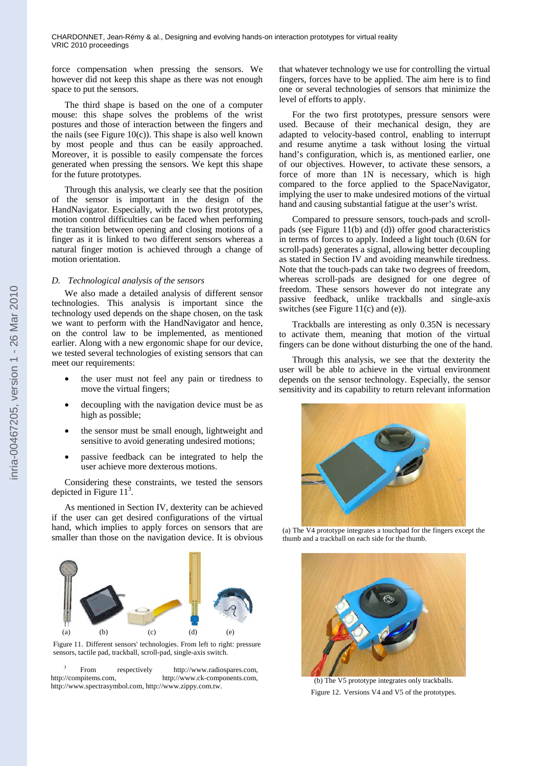force compensation when pressing the sensors. We however did not keep this shape as there was not enough space to put the sensors.

The third shape is based on the one of a computer mouse: this shape solves the problems of the wrist postures and those of interaction between the fingers and the nails (see Figure 10(c)). This shape is also well known by most people and thus can be easily approached. Moreover, it is possible to easily compensate the forces generated when pressing the sensors. We kept this shape for the future prototypes.

Through this analysis, we clearly see that the position of the sensor is important in the design of the HandNavigator. Especially, with the two first prototypes, motion control difficulties can be faced when performing the transition between opening and closing motions of a finger as it is linked to two different sensors whereas a natural finger motion is achieved through a change of motion orientation.

### *D. Technological analysis of the sensors*

We also made a detailed analysis of different sensor technologies. This analysis is important since the technology used depends on the shape chosen, on the task we want to perform with the HandNavigator and hence, on the control law to be implemented, as mentioned earlier. Along with a new ergonomic shape for our device, we tested several technologies of existing sensors that can meet our requirements:

- the user must not feel any pain or tiredness to move the virtual fingers;
- decoupling with the navigation device must be as high as possible;
- the sensor must be small enough, lightweight and sensitive to avoid generating undesired motions;
- passive feedback can be integrated to help the user achieve more dexterous motions.

Considering these constraints, we tested the sensors depicted in Figure 11[3].

As mentioned in Section IV, dexterity can be achieved if the user can get desired configurations of the virtual hand, which implies to apply forces on sensors that are smaller than those on the navigation device. It is obvious that whatever technology we use for controlling the virtual fingers, forces have to be applied. The aim here is to find one or several technologies of sensors that minimize the level of efforts to apply.

For the two first prototypes, pressure sensors were used. Because of their mechanical design, they are adapted to velocity-based control, enabling to interrupt and resume anytime a task without losing the virtual hand's configuration, which is, as mentioned earlier, one of our objectives. However, to activate these sensors, a force of more than 1N is necessary, which is high compared to the force applied to the SpaceNavigator, implying the user to make undesired motions of the virtual hand and causing substantial fatigue at the user's wrist.

Compared to pressure sensors, touch-pads and scroll-pads (see Figure 11(b) and (d)) offer good characteristics in terms of forces to apply. Indeed a light touch (0.6N for scroll-pads) generates a signal, allowing better decoupling as stated in Section IV and avoiding meanwhile tiredness. Note that the touch-pads can take two degrees of freedom, whereas scroll-pads are designed for one degree of freedom. These sensors however do not integrate any passive feedback, unlike trackballs and single-axis switches (see Figure 11(c) and (e)).

Trackballs are interesting as only 0.35N is necessary to activate them, meaning that motion of the virtual fingers can be done without disturbing the one of the hand.

Through this analysis, we see that the dexterity the user will be able to achieve in the virtual environment depends on the sensor technology. Especially, the sensor sensitivity and its capability to return relevant information

(a) (b) (c) (d) (e)

Figure 11. Different sensors' technologies. From left to right: pressure sensors, tactile pad, trackball, scroll-pad, single-axis switch.

[3] From respectively http://www.radiospares.com, http://compitems.com, http://www.ck-components.com, http://www.spectrasymbol.com, http://www.zippy.com.tw.

(a) The V4 prototype integrates a touchpad for the fingers except the thumb and a trackball on each side for the thumb.

(b) The V5 prototype integrates only trackballs.

Figure 12. Versions V4 and V5 of the prototypes.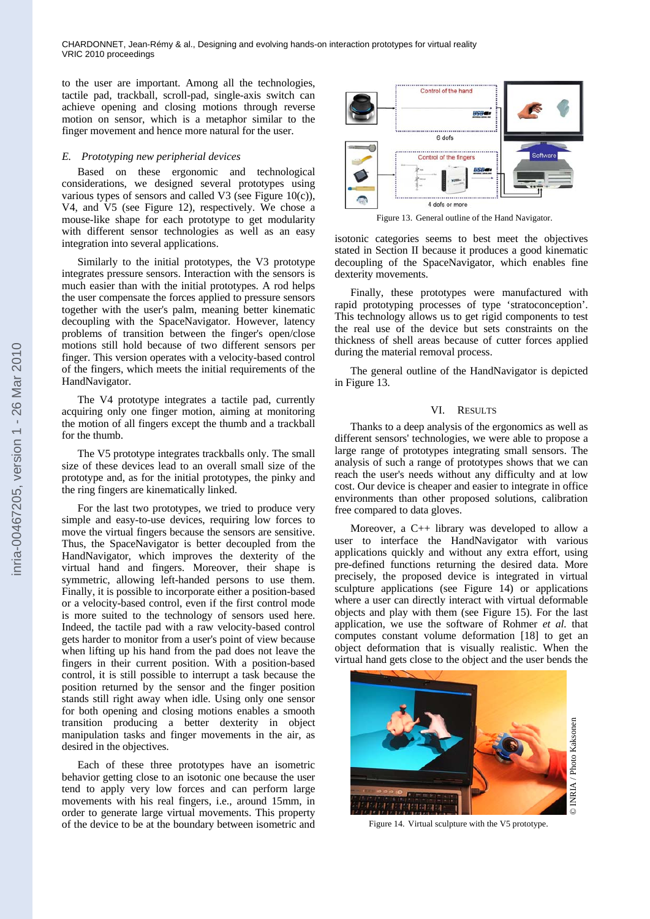to the user are important. Among all the technologies, tactile pad, trackball, scroll-pad, single-axis switch can achieve opening and closing motions through reverse motion on sensor, which is a metaphor similar to the finger movement and hence more natural for the user.

### E. *Prototyping new peripherial devices*

Based on these ergonomic and technological considerations, we designed several prototypes using various types of sensors and called V3 (see Figure 10(c)), V4, and V5 (see Figure 12), respectively. We chose a mouse-like shape for each prototype to get modularity with different sensor technologies as well as an easy integration into several applications.

Similarly to the initial prototypes, the V3 prototype integrates pressure sensors. Interaction with the sensors is much easier than with the initial prototypes. A rod helps the user compensate the forces applied to pressure sensors together with the user's palm, meaning better kinematic decoupling with the SpaceNavigator. However, latency problems of transition between the finger's open/close motions still hold because of two different sensors per finger. This version operates with a velocity-based control of the fingers, which meets the initial requirements of the HandNavigator.

The V4 prototype integrates a tactile pad, currently acquiring only one finger motion, aiming at monitoring the motion of all fingers except the thumb and a trackball for the thumb.

The V5 prototype integrates trackballs only. The small size of these devices lead to an overall small size of the prototype and, as for the initial prototypes, the pinky and the ring fingers are kinematically linked.

For the last two prototypes, we tried to produce very simple and easy-to-use devices, requiring low forces to move the virtual fingers because the sensors are sensitive. Thus, the SpaceNavigator is better decoupled from the HandNavigator, which improves the dexterity of the virtual hand and fingers. Moreover, their shape is symmetric, allowing left-handed persons to use them. Finally, it is possible to incorporate either a position-based or a velocity-based control, even if the first control mode is more suited to the technology of sensors used here. Indeed, the tactile pad with a raw velocity-based control gets harder to monitor from a user's point of view because when lifting up his hand from the pad does not leave the fingers in their current position. With a position-based control, it is still possible to interrupt a task because the position returned by the sensor and the finger position stands still right away when idle. Using only one sensor for both opening and closing motions enables a smooth transition producing a better dexterity in object manipulation tasks and finger movements in the air, as desired in the objectives.

Each of these three prototypes have an isometric behavior getting close to an isotonic one because the user tend to apply very low forces and can perform large movements with his real fingers, i.e., around 15mm, in order to generate large virtual movements. This property of the device to be at the boundary between isometric and isotonic categories seems to best meet the objectives stated in Section II because it produces a good kinematic decoupling of the SpaceNavigator, which enables fine dexterity movements.

Figure 13. General outline of the Hand Navigator.

Finally, these prototypes were manufactured with rapid prototyping processes of type 'stratoconception'. This technology allows us to get rigid components to test the real use of the device but sets constraints on the thickness of shell areas because of cutter forces applied during the material removal process.

The general outline of the HandNavigator is depicted in Figure 13.

## VI. RESULTS

Thanks to a deep analysis of the ergonomics as well as different sensors' technologies, we were able to propose a large range of prototypes integrating small sensors. The analysis of such a range of prototypes shows that we can reach the user's needs without any difficulty and at low cost. Our device is cheaper and easier to integrate in office environments than other proposed solutions, calibration free compared to data gloves.

Moreover, a C++ library was developed to allow a user to interface the HandNavigator with various applications quickly and without any extra effort, using pre-defined functions returning the desired data. More precisely, the proposed device is integrated in virtual sculpture applications (see Figure 14) or applications where a user can directly interact with virtual deformable objects and play with them (see Figure 15). For the last application, we use the software of Rohmer *et al.* that computes constant volume deformation [18] to get an object deformation that is visually realistic. When the virtual hand gets close to the object and the user bends the

Figure 14. Virtual sculpture with the V5 prototype.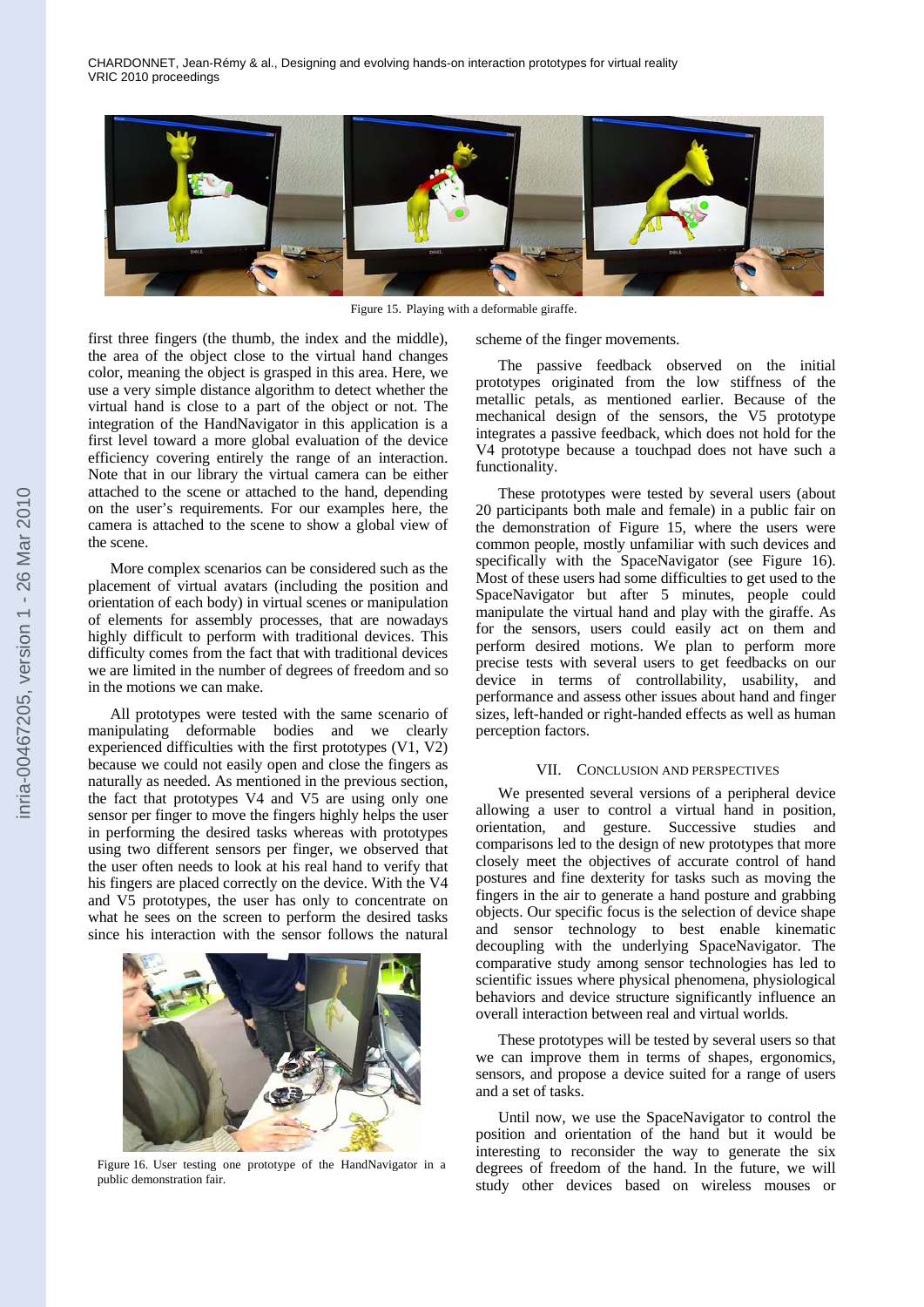Figure 15. Playing with a deformable giraffe.

first three fingers (the thumb, the index and the middle), the area of the object close to the virtual hand changes color, meaning the object is grasped in this area. Here, we use a very simple distance algorithm to detect whether the virtual hand is close to a part of the object or not. The integration of the HandNavigator in this application is a first level toward a more global evaluation of the device efficiency covering entirely the range of an interaction. Note that in our library the virtual camera can be either attached to the scene or attached to the hand, depending on the user's requirements. For our examples here, the camera is attached to the scene to show a global view of the scene.

More complex scenarios can be considered such as the placement of virtual avatars (including the position and orientation of each body) in virtual scenes or manipulation of elements for assembly processes, that are nowadays highly difficult to perform with traditional devices. This difficulty comes from the fact that with traditional devices we are limited in the number of degrees of freedom and so in the motions we can make.

All prototypes were tested with the same scenario of manipulating deformable bodies and we clearly experienced difficulties with the first prototypes (V1, V2) because we could not easily open and close the fingers as naturally as needed. As mentioned in the previous section, the fact that prototypes V4 and V5 are using only one sensor per finger to move the fingers highly helps the user in performing the desired tasks whereas with prototypes using two different sensors per finger, we observed that the user often needs to look at his real hand to verify that his fingers are placed correctly on the device. With the V4 and V5 prototypes, the user has only to concentrate on what he sees on the screen to perform the desired tasks since his interaction with the sensor follows the natural scheme of the finger movements.

Figure 16. User testing one prototype of the HandNavigator in a public demonstration fair.

The passive feedback observed on the initial prototypes originated from the low stiffness of the metallic petals, as mentioned earlier. Because of the mechanical design of the sensors, the V5 prototype integrates a passive feedback, which does not hold for the V4 prototype because a touchpad does not have such a functionality.

These prototypes were tested by several users (about 20 participants both male and female) in a public fair on the demonstration of Figure 15, where the users were common people, mostly unfamiliar with such devices and specifically with the SpaceNavigator (see Figure 16). Most of these users had some difficulties to get used to the SpaceNavigator but after 5 minutes, people could manipulate the virtual hand and play with the giraffe. As for the sensors, users could easily act on them and perform desired motions. We plan to perform more precise tests with several users to get feedbacks on our device in terms of controllability, usability, and performance and assess other issues about hand and finger sizes, left-handed or right-handed effects as well as human perception factors.

## VII. Conclusion and Perspectives

We presented several versions of a peripheral device allowing a user to control a virtual hand in position, orientation, and gesture. Successive studies and comparisons led to the design of new prototypes that more closely meet the objectives of accurate control of hand postures and fine dexterity for tasks such as moving the fingers in the air to generate a hand posture and grabbing objects. Our specific focus is the selection of device shape and sensor technology to best enable kinematic decoupling with the underlying SpaceNavigator. The comparative study among sensor technologies has led to scientific issues where physical phenomena, physiological behaviors and device structure significantly influence an overall interaction between real and virtual worlds.

These prototypes will be tested by several users so that we can improve them in terms of shapes, ergonomics, sensors, and propose a device suited for a range of users and a set of tasks.

Until now, we use the SpaceNavigator to control the position and orientation of the hand but it would be interesting to reconsider the way to generate the six degrees of freedom of the hand. In the future, we will study other devices based on wireless mouses or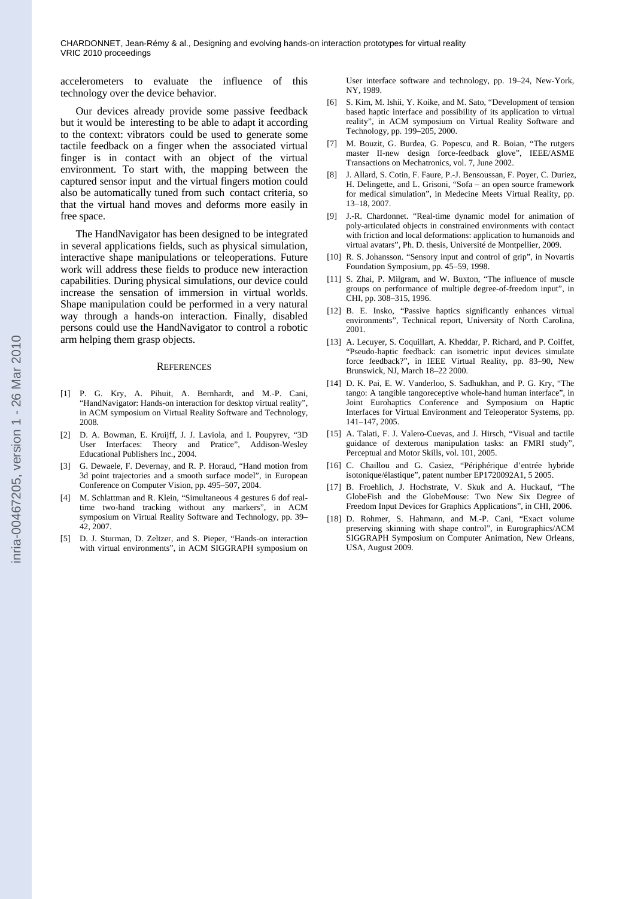accelerometers to evaluate the influence of this technology over the device behavior.

Our devices already provide some passive feedback but it would be interesting to be able to adapt it according to the context: vibrators could be used to generate some tactile feedback on a finger when the associated virtual finger is in contact with an object of the virtual environment. To start with, the mapping between the captured sensor input and the virtual fingers motion could also be automatically tuned from such contact criteria, so that the virtual hand moves and deforms more easily in free space.

The HandNavigator has been designed to be integrated in several applications fields, such as physical simulation, interactive shape manipulations or teleoperations. Future work will address these fields to produce new interaction capabilities. During physical simulations, our device could increase the sensation of immersion in virtual worlds. Shape manipulation could be performed in a very natural way through a hands-on interaction. Finally, disabled persons could use the HandNavigator to control a robotic arm helping them grasp objects.

## References

[1] P. G. Kry, A. Pihuit, A. Bernhardt, and M.-P. Cani, "HandNavigator: Hands-on interaction for desktop virtual reality", in ACM symposium on Virtual Reality Software and Technology, 2008.

[2] D. A. Bowman, E. Kruijff, J. J. Laviola, and I. Poupyrev, "3D User Interfaces: Theory and Pratice", Addison-Wesley Educational Publishers Inc., 2004.

[3] G. Dewaele, F. Devernay, and R. P. Horaud, "Hand motion from 3d point trajectories and a smooth surface model", in European Conference on Computer Vision, pp. 495–507, 2004.

[4] M. Schlattman and R. Klein, "Simultaneous 4 gestures 6 dof real-time two-hand tracking without any markers", in ACM symposium on Virtual Reality Software and Technology, pp. 39–42, 2007.

[5] D. J. Sturman, D. Zeltzer, and S. Pieper, "Hands-on interaction with virtual environments", in ACM SIGGRAPH symposium on User interface software and technology, pp. 19–24, New-York, NY, 1989.

[6] S. Kim, M. Ishii, Y. Koike, and M. Sato, "Development of tension based haptic interface and possibility of its application to virtual reality", in ACM symposium on Virtual Reality Software and Technology, pp. 199–205, 2000.

[7] M. Bouzit, G. Burdea, G. Popescu, and R. Boian, "The rutgers master II-new design force-feedback glove", IEEE/ASME Transactions on Mechatronics, vol. 7, June 2002.

[8] J. Allard, S. Cotin, F. Faure, P.-J. Bensoussan, F. Poyer, C. Duriez, H. Delingette, and L. Grisoni, "Sofa – an open source framework for medical simulation", in Medecine Meets Virtual Reality, pp. 13–18, 2007.

[9] J.-R. Chardonnet. "Real-time dynamic model for animation of poly-articulated objects in constrained environments with contact with friction and local deformations: application to humanoids and virtual avatars", Ph. D. thesis, Université de Montpellier, 2009.

[10] R. S. Johansson. "Sensory input and control of grip", in Novartis Foundation Symposium, pp. 45–59, 1998.

[11] S. Zhai, P. Milgram, and W. Buxton, "The influence of muscle groups on performance of multiple degree-of-freedom input", in CHI, pp. 308–315, 1996.

[12] B. E. Insko, "Passive haptics significantly enhances virtual environments", Technical report, University of North Carolina, 2001.

[13] A. Lecuyer, S. Coquillart, A. Kheddar, P. Richard, and P. Coiffet, "Pseudo-haptic feedback: can isometric input devices simulate force feedback?", in IEEE Virtual Reality, pp. 83–90, New Brunswick, NJ, March 18–22 2000.

[14] D. K. Pai, E. W. Vanderloo, S. Sadhukhan, and P. G. Kry, "The tango: A tangible tangoreceptive whole-hand human interface", in Joint Eurohaptics Conference and Symposium on Haptic Interfaces for Virtual Environment and Teleoperator Systems, pp. 141–147, 2005.

[15] A. Talati, F. J. Valero-Cuevas, and J. Hirsch, "Visual and tactile guidance of dexterous manipulation tasks: an FMRI study", Perceptual and Motor Skills, vol. 101, 2005.

[16] C. Chaillou and G. Casiez, "Périphérique d'entrée hybride isotonique/élastique", patent number EP1720092A1, 5 2005.

[17] B. Froehlich, J. Hochstrate, V. Skuk and A. Huckauf, "The GlobeFish and the GlobeMouse: Two New Six Degree of Freedom Input Devices for Graphics Applications", in CHI, 2006.

[18] D. Rohmer, S. Hahmann, and M.-P. Cani, "Exact volume preserving skinning with shape control", in Eurographics/ACM SIGGRAPH Symposium on Computer Animation, New Orleans, USA, August 2009.